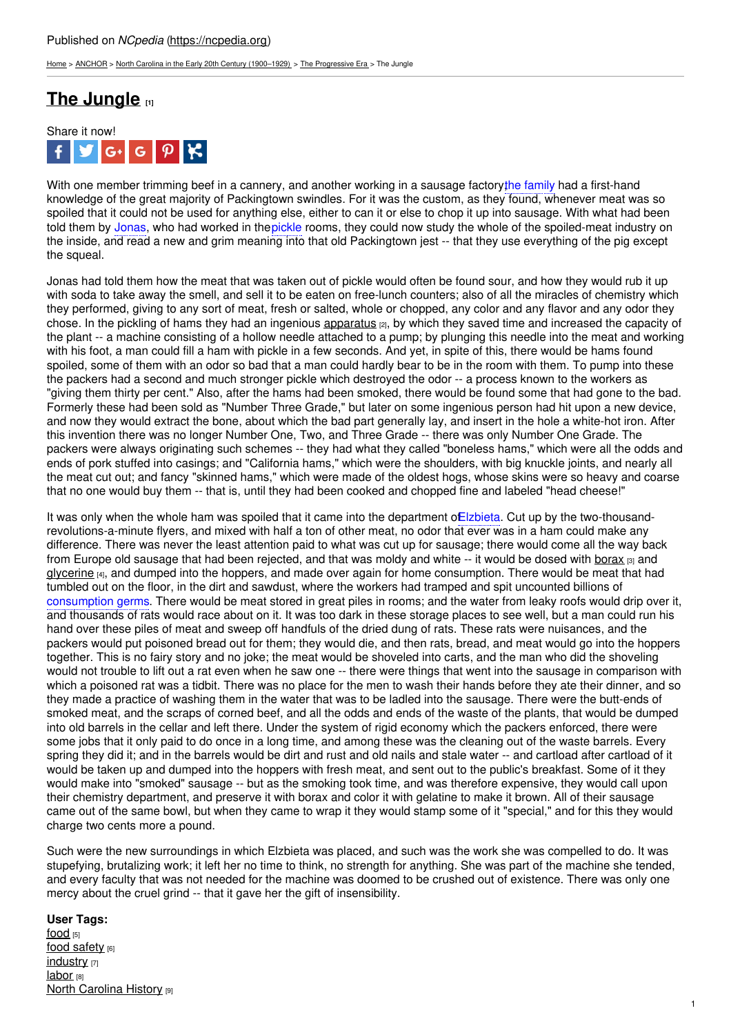Published on *NCpedia* (https://ncpedia.org)

Home > ANCHOR > North Carolina in the Early 20th Century (1900–1929) > The Progressive Era > The Jungle

# The Jungle [1]

Share it now!

With one member trimming beef in a cannery, and another working in a sausage factory, the family had a first-hand knowledge of the great majority of Packingtown swindles. For it was the custom, as they found, whenever meat was so spoiled that it could not be used for anything else, either to can it or else to chop it up into sausage. With what had been told them by Jonas, who had worked in the pickle rooms, they could now study the whole of the spoiled-meat industry on the inside, and read a new and grim meaning into that old Packingtown jest -- that they use everything of the pig except the squeal.

Jonas had told them how the meat that was taken out of pickle would often be found sour, and how they would rub it up with soda to take away the smell, and sell it to be eaten on free-lunch counters; also of all the miracles of chemistry which they performed, giving to any sort of meat, fresh or salted, whole or chopped, any color and any flavor and any odor they chose. In the pickling of hams they had an ingenious apparatus [2], by which they saved time and increased the capacity of the plant -- a machine consisting of a hollow needle attached to a pump; by plunging this needle into the meat and working with his foot, a man could fill a ham with pickle in a few seconds. And yet, in spite of this, there would be hams found spoiled, some of them with an odor so bad that a man could hardly bear to be in the room with them. To pump into these the packers had a second and much stronger pickle which destroyed the odor -- a process known to the workers as "giving them thirty per cent." Also, after the hams had been smoked, there would be found some that had gone to the bad. Formerly these had been sold as "Number Three Grade," but later on some ingenious person had hit upon a new device, and now they would extract the bone, about which the bad part generally lay, and insert in the hole a white-hot iron. After this invention there was no longer Number One, Two, and Three Grade -- there was only Number One Grade. The packers were always originating such schemes -- they had what they called "boneless hams," which were all the odds and ends of pork stuffed into casings; and "California hams," which were the shoulders, with big knuckle joints, and nearly all the meat cut out; and fancy "skinned hams," which were made of the oldest hogs, whose skins were so heavy and coarse that no one would buy them -- that is, until they had been cooked and chopped fine and labeled "head cheese!"

It was only when the whole ham was spoiled that it came into the department of Elzbieta. Cut up by the two-thousand-revolutions-a-minute flyers, and mixed with half a ton of other meat, no odor that ever was in a ham could make any difference. There was never the least attention paid to what was cut up for sausage; there would come all the way back from Europe old sausage that had been rejected, and that was moldy and white -- it would be dosed with borax [3] and glycerine [4], and dumped into the hoppers, and made over again for home consumption. There would be meat that had tumbled out on the floor, in the dirt and sawdust, where the workers had tramped and spit uncounted billions of consumption germs. There would be meat stored in great piles in rooms; and the water from leaky roofs would drip over it, and thousands of rats would race about on it. It was too dark in these storage places to see well, but a man could run his hand over these piles of meat and sweep off handfuls of the dried dung of rats. These rats were nuisances, and the packers would put poisoned bread out for them; they would die, and then rats, bread, and meat would go into the hoppers together. This is no fairy story and no joke; the meat would be shoveled into carts, and the man who did the shoveling would not trouble to lift out a rat even when he saw one -- there were things that went into the sausage in comparison with which a poisoned rat was a tidbit. There was no place for the men to wash their hands before they ate their dinner, and so they made a practice of washing them in the water that was to be ladled into the sausage. There were the butt-ends of smoked meat, and the scraps of corned beef, and all the odds and ends of the waste of the plants, that would be dumped into old barrels in the cellar and left there. Under the system of rigid economy which the packers enforced, there were some jobs that it only paid to do once in a long time, and among these was the cleaning out of the waste barrels. Every spring they did it; and in the barrels would be dirt and rust and old nails and stale water -- and cartload after cartload of it would be taken up and dumped into the hoppers with fresh meat, and sent out to the public's breakfast. Some of it they would make into "smoked" sausage -- but as the smoking took time, and was therefore expensive, they would call upon their chemistry department, and preserve it with borax and color it with gelatine to make it brown. All of their sausage came out of the same bowl, but when they came to wrap it they would stamp some of it "special," and for this they would charge two cents more a pound.

Such were the new surroundings in which Elzbieta was placed, and such was the work she was compelled to do. It was stupefying, brutalizing work; it left her no time to think, no strength for anything. She was part of the machine she tended, and every faculty that was not needed for the machine was doomed to be crushed out of existence. There was only one mercy about the cruel grind -- that it gave her the gift of insensibility.

**User Tags:**

food [5]
food safety [6]
industry [7]
labor [8]
North Carolina History [9]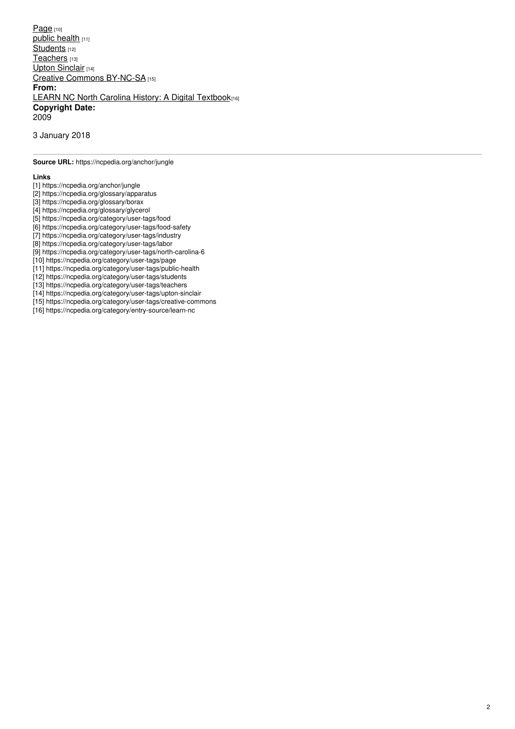Page [10]
public health [11]
Students [12]
Teachers [13]
Upton Sinclair [14]
Creative Commons BY-NC-SA [15]
**From:**
LEARN NC North Carolina History: A Digital Textbook[16]
**Copyright Date:**
2009

3 January 2018

---

**Source URL:** https://ncpedia.org/anchor/jungle

**Links**
[1] https://ncpedia.org/anchor/jungle
[2] https://ncpedia.org/glossary/apparatus
[3] https://ncpedia.org/glossary/borax
[4] https://ncpedia.org/glossary/glycerol
[5] https://ncpedia.org/category/user-tags/food
[6] https://ncpedia.org/category/user-tags/food-safety
[7] https://ncpedia.org/category/user-tags/industry
[8] https://ncpedia.org/category/user-tags/labor
[9] https://ncpedia.org/category/user-tags/north-carolina-6
[10] https://ncpedia.org/category/user-tags/page
[11] https://ncpedia.org/category/user-tags/public-health
[12] https://ncpedia.org/category/user-tags/students
[13] https://ncpedia.org/category/user-tags/teachers
[14] https://ncpedia.org/category/user-tags/upton-sinclair
[15] https://ncpedia.org/category/user-tags/creative-commons
[16] https://ncpedia.org/category/entry-source/learn-nc